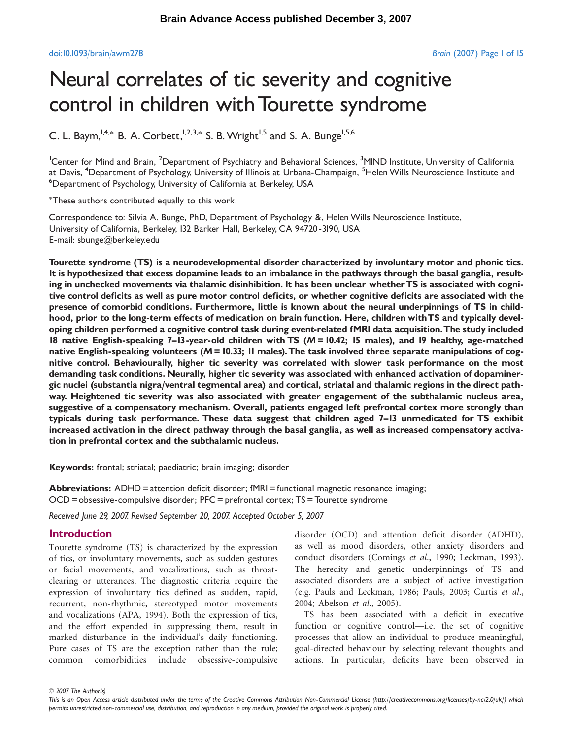# Neural correlates of tic severity and cognitive control in children with Tourette syndrome

C. L. Baym,[1,4,*] B. A. Corbett,[1,2,3,*] S. B. Wright[1,5] and S. A. Bunge[1,5,6]

[1]Center for Mind and Brain, [2]Department of Psychiatry and Behavioral Sciences, [3]MIND Institute, University of California at Davis, [4]Department of Psychology, University of Illinois at Urbana-Champaign, [5]Helen Wills Neuroscience Institute and [6]Department of Psychology, University of California at Berkeley, USA

*These authors contributed equally to this work.

Correspondence to: Silvia A. Bunge, PhD, Department of Psychology &, Helen Wills Neuroscience Institute, University of California, Berkeley, 132 Barker Hall, Berkeley, CA 94720-3190, USA
E-mail: sbunge@berkeley.edu

**Tourette syndrome (TS) is a neurodevelopmental disorder characterized by involuntary motor and phonic tics. It is hypothesized that excess dopamine leads to an imbalance in the pathways through the basal ganglia, resulting in unchecked movements via thalamic disinhibition. It has been unclear whether TS is associated with cognitive control deficits as well as pure motor control deficits, or whether cognitive deficits are associated with the presence of comorbid conditions. Furthermore, little is known about the neural underpinnings of TS in childhood, prior to the long-term effects of medication on brain function. Here, children with TS and typically developing children performed a cognitive control task during event-related fMRI data acquisition. The study included 18 native English-speaking 7–13-year-old children with TS (*M* = 10.42; 15 males), and 19 healthy, age-matched native English-speaking volunteers (*M* = 10.33; 11 males). The task involved three separate manipulations of cognitive control. Behaviourally, higher tic severity was correlated with slower task performance on the most demanding task conditions. Neurally, higher tic severity was associated with enhanced activation of dopaminergic nuclei (substantia nigra/ventral tegmental area) and cortical, striatal and thalamic regions in the direct pathway. Heightened tic severity was also associated with greater engagement of the subthalamic nucleus area, suggestive of a compensatory mechanism. Overall, patients engaged left prefrontal cortex more strongly than typicals during task performance. These data suggest that children aged 7–13 unmedicated for TS exhibit increased activation in the direct pathway through the basal ganglia, as well as increased compensatory activation in prefrontal cortex and the subthalamic nucleus.**

**Keywords:** frontal; striatal; paediatric; brain imaging; disorder

**Abbreviations:** ADHD = attention deficit disorder; fMRI = functional magnetic resonance imaging; OCD = obsessive-compulsive disorder; PFC = prefrontal cortex; TS = Tourette syndrome

*Received June 29, 2007. Revised September 20, 2007. Accepted October 5, 2007*

## Introduction

Tourette syndrome (TS) is characterized by the expression of tics, or involuntary movements, such as sudden gestures or facial movements, and vocalizations, such as throat-clearing or utterances. The diagnostic criteria require the expression of involuntary tics defined as sudden, rapid, recurrent, non-rhythmic, stereotyped motor movements and vocalizations (APA, 1994). Both the expression of tics, and the effort expended in suppressing them, result in marked disturbance in the individual's daily functioning. Pure cases of TS are the exception rather than the rule; common comorbidities include obsessive-compulsive disorder (OCD) and attention deficit disorder (ADHD), as well as mood disorders, other anxiety disorders and conduct disorders (Comings *et al*., 1990; Leckman, 1993). The heredity and genetic underpinnings of TS and associated disorders are a subject of active investigation (e.g. Pauls and Leckman, 1986; Pauls, 2003; Curtis *et al*., 2004; Abelson *et al*., 2005).

TS has been associated with a deficit in executive function or cognitive control—i.e. the set of cognitive processes that allow an individual to produce meaningful, goal-directed behaviour by selecting relevant thoughts and actions. In particular, deficits have been observed in

© 2007 The Author(s)
*This is an Open Access article distributed under the terms of the Creative Commons Attribution Non-Commercial License (http://creativecommons.org/licenses/by-nc/2.0/uk/) which permits unrestricted non-commercial use, distribution, and reproduction in any medium, provided the original work is properly cited.*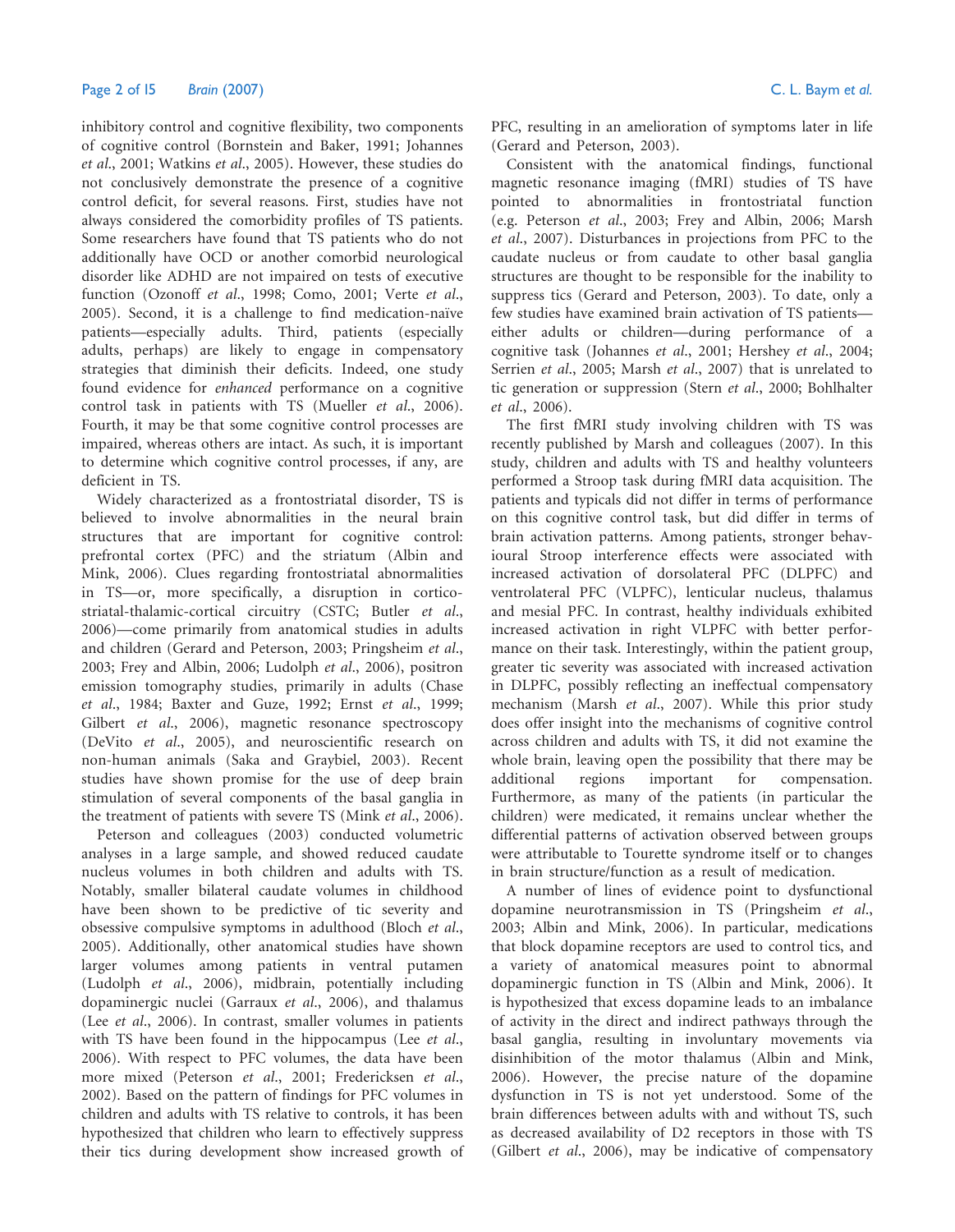inhibitory control and cognitive flexibility, two components of cognitive control (Bornstein and Baker, 1991; Johannes *et al*., 2001; Watkins *et al*., 2005). However, these studies do not conclusively demonstrate the presence of a cognitive control deficit, for several reasons. First, studies have not always considered the comorbidity profiles of TS patients. Some researchers have found that TS patients who do not additionally have OCD or another comorbid neurological disorder like ADHD are not impaired on tests of executive function (Ozonoff *et al*., 1998; Como, 2001; Verte *et al*., 2005). Second, it is a challenge to find medication-naïve patients—especially adults. Third, patients (especially adults, perhaps) are likely to engage in compensatory strategies that diminish their deficits. Indeed, one study found evidence for *enhanced* performance on a cognitive control task in patients with TS (Mueller *et al*., 2006). Fourth, it may be that some cognitive control processes are impaired, whereas others are intact. As such, it is important to determine which cognitive control processes, if any, are deficient in TS.

Widely characterized as a frontostriatal disorder, TS is believed to involve abnormalities in the neural brain structures that are important for cognitive control: prefrontal cortex (PFC) and the striatum (Albin and Mink, 2006). Clues regarding frontostriatal abnormalities in TS—or, more specifically, a disruption in cortico-striatal-thalamic-cortical circuitry (CSTC; Butler *et al*., 2006)—come primarily from anatomical studies in adults and children (Gerard and Peterson, 2003; Pringsheim *et al*., 2003; Frey and Albin, 2006; Ludolph *et al*., 2006), positron emission tomography studies, primarily in adults (Chase *et al*., 1984; Baxter and Guze, 1992; Ernst *et al*., 1999; Gilbert *et al*., 2006), magnetic resonance spectroscopy (DeVito *et al*., 2005), and neuroscientific research on non-human animals (Saka and Graybiel, 2003). Recent studies have shown promise for the use of deep brain stimulation of several components of the basal ganglia in the treatment of patients with severe TS (Mink *et al*., 2006).

Peterson and colleagues (2003) conducted volumetric analyses in a large sample, and showed reduced caudate nucleus volumes in both children and adults with TS. Notably, smaller bilateral caudate volumes in childhood have been shown to be predictive of tic severity and obsessive compulsive symptoms in adulthood (Bloch *et al*., 2005). Additionally, other anatomical studies have shown larger volumes among patients in ventral putamen (Ludolph *et al*., 2006), midbrain, potentially including dopaminergic nuclei (Garraux *et al*., 2006), and thalamus (Lee *et al*., 2006). In contrast, smaller volumes in patients with TS have been found in the hippocampus (Lee *et al*., 2006). With respect to PFC volumes, the data have been more mixed (Peterson *et al*., 2001; Fredericksen *et al*., 2002). Based on the pattern of findings for PFC volumes in children and adults with TS relative to controls, it has been hypothesized that children who learn to effectively suppress their tics during development show increased growth of PFC, resulting in an amelioration of symptoms later in life (Gerard and Peterson, 2003).

Consistent with the anatomical findings, functional magnetic resonance imaging (fMRI) studies of TS have pointed to abnormalities in frontostriatal function (e.g. Peterson *et al*., 2003; Frey and Albin, 2006; Marsh *et al*., 2007). Disturbances in projections from PFC to the caudate nucleus or from caudate to other basal ganglia structures are thought to be responsible for the inability to suppress tics (Gerard and Peterson, 2003). To date, only a few studies have examined brain activation of TS patients—either adults or children—during performance of a cognitive task (Johannes *et al*., 2001; Hershey *et al*., 2004; Serrien *et al*., 2005; Marsh *et al*., 2007) that is unrelated to tic generation or suppression (Stern *et al*., 2000; Bohlhalter *et al*., 2006).

The first fMRI study involving children with TS was recently published by Marsh and colleagues (2007). In this study, children and adults with TS and healthy volunteers performed a Stroop task during fMRI data acquisition. The patients and typicals did not differ in terms of performance on this cognitive control task, but did differ in terms of brain activation patterns. Among patients, stronger behavioural Stroop interference effects were associated with increased activation of dorsolateral PFC (DLPFC) and ventrolateral PFC (VLPFC), lenticular nucleus, thalamus and mesial PFC. In contrast, healthy individuals exhibited increased activation in right VLPFC with better performance on their task. Interestingly, within the patient group, greater tic severity was associated with increased activation in DLPFC, possibly reflecting an ineffectual compensatory mechanism (Marsh *et al*., 2007). While this prior study does offer insight into the mechanisms of cognitive control across children and adults with TS, it did not examine the whole brain, leaving open the possibility that there may be additional regions important for compensation. Furthermore, as many of the patients (in particular the children) were medicated, it remains unclear whether the differential patterns of activation observed between groups were attributable to Tourette syndrome itself or to changes in brain structure/function as a result of medication.

A number of lines of evidence point to dysfunctional dopamine neurotransmission in TS (Pringsheim *et al*., 2003; Albin and Mink, 2006). In particular, medications that block dopamine receptors are used to control tics, and a variety of anatomical measures point to abnormal dopaminergic function in TS (Albin and Mink, 2006). It is hypothesized that excess dopamine leads to an imbalance of activity in the direct and indirect pathways through the basal ganglia, resulting in involuntary movements via disinhibition of the motor thalamus (Albin and Mink, 2006). However, the precise nature of the dopamine dysfunction in TS is not yet understood. Some of the brain differences between adults with and without TS, such as decreased availability of D2 receptors in those with TS (Gilbert *et al*., 2006), may be indicative of compensatory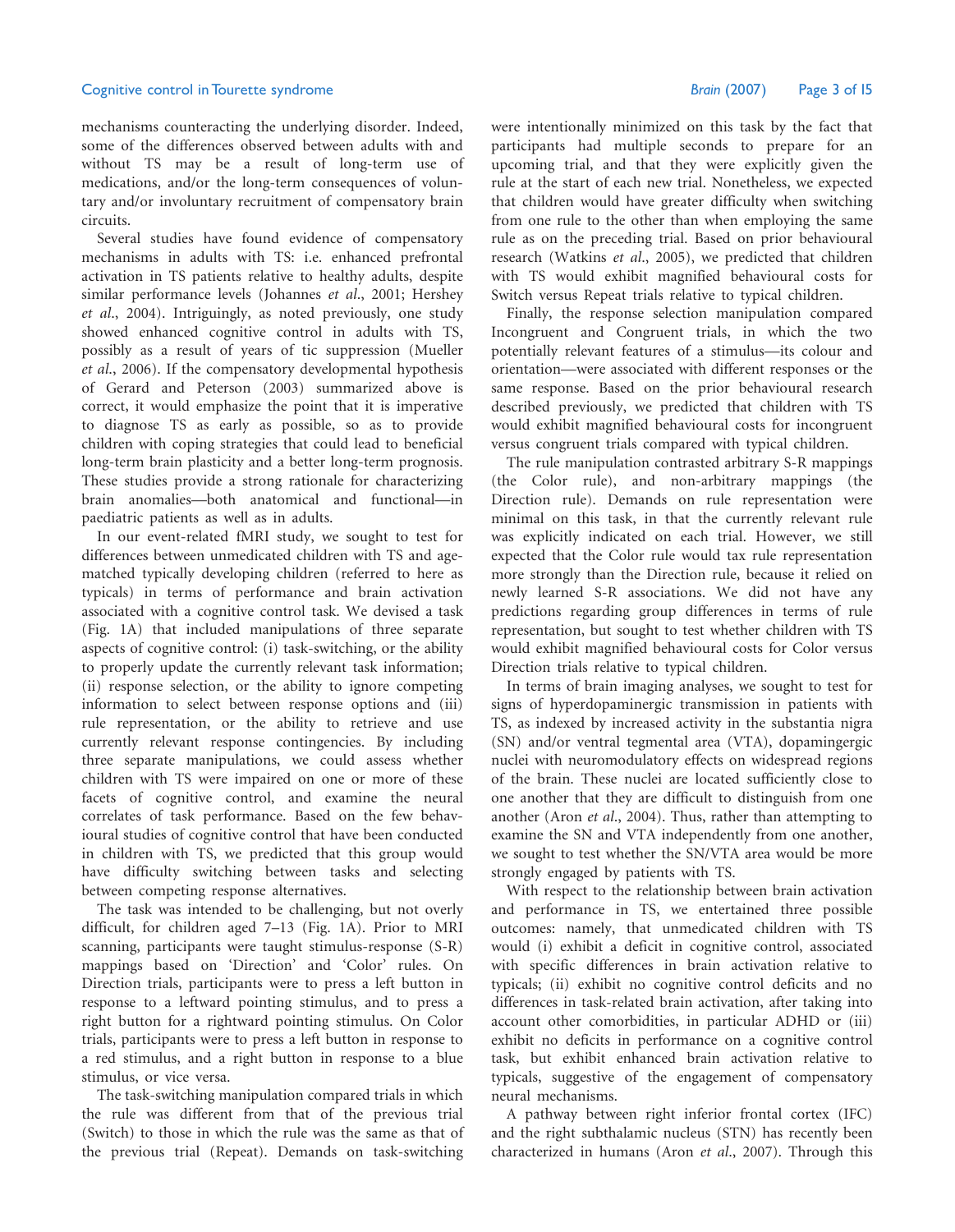mechanisms counteracting the underlying disorder. Indeed, some of the differences observed between adults with and without TS may be a result of long-term use of medications, and/or the long-term consequences of voluntary and/or involuntary recruitment of compensatory brain circuits.

Several studies have found evidence of compensatory mechanisms in adults with TS: i.e. enhanced prefrontal activation in TS patients relative to healthy adults, despite similar performance levels (Johannes *et al*., 2001; Hershey *et al*., 2004). Intriguingly, as noted previously, one study showed enhanced cognitive control in adults with TS, possibly as a result of years of tic suppression (Mueller *et al*., 2006). If the compensatory developmental hypothesis of Gerard and Peterson (2003) summarized above is correct, it would emphasize the point that it is imperative to diagnose TS as early as possible, so as to provide children with coping strategies that could lead to beneficial long-term brain plasticity and a better long-term prognosis. These studies provide a strong rationale for characterizing brain anomalies—both anatomical and functional—in paediatric patients as well as in adults.

In our event-related fMRI study, we sought to test for differences between unmedicated children with TS and age-matched typically developing children (referred to here as typicals) in terms of performance and brain activation associated with a cognitive control task. We devised a task (Fig. 1A) that included manipulations of three separate aspects of cognitive control: (i) task-switching, or the ability to properly update the currently relevant task information; (ii) response selection, or the ability to ignore competing information to select between response options and (iii) rule representation, or the ability to retrieve and use currently relevant response contingencies. By including three separate manipulations, we could assess whether children with TS were impaired on one or more of these facets of cognitive control, and examine the neural correlates of task performance. Based on the few behavioural studies of cognitive control that have been conducted in children with TS, we predicted that this group would have difficulty switching between tasks and selecting between competing response alternatives.

The task was intended to be challenging, but not overly difficult, for children aged 7–13 (Fig. 1A). Prior to MRI scanning, participants were taught stimulus-response (S-R) mappings based on 'Direction' and 'Color' rules. On Direction trials, participants were to press a left button in response to a leftward pointing stimulus, and to press a right button for a rightward pointing stimulus. On Color trials, participants were to press a left button in response to a red stimulus, and a right button in response to a blue stimulus, or vice versa.

The task-switching manipulation compared trials in which the rule was different from that of the previous trial (Switch) to those in which the rule was the same as that of the previous trial (Repeat). Demands on task-switching were intentionally minimized on this task by the fact that participants had multiple seconds to prepare for an upcoming trial, and that they were explicitly given the rule at the start of each new trial. Nonetheless, we expected that children would have greater difficulty when switching from one rule to the other than when employing the same rule as on the preceding trial. Based on prior behavioural research (Watkins *et al*., 2005), we predicted that children with TS would exhibit magnified behavioural costs for Switch versus Repeat trials relative to typical children.

Finally, the response selection manipulation compared Incongruent and Congruent trials, in which the two potentially relevant features of a stimulus—its colour and orientation—were associated with different responses or the same response. Based on the prior behavioural research described previously, we predicted that children with TS would exhibit magnified behavioural costs for incongruent versus congruent trials compared with typical children.

The rule manipulation contrasted arbitrary S-R mappings (the Color rule), and non-arbitrary mappings (the Direction rule). Demands on rule representation were minimal on this task, in that the currently relevant rule was explicitly indicated on each trial. However, we still expected that the Color rule would tax rule representation more strongly than the Direction rule, because it relied on newly learned S-R associations. We did not have any predictions regarding group differences in terms of rule representation, but sought to test whether children with TS would exhibit magnified behavioural costs for Color versus Direction trials relative to typical children.

In terms of brain imaging analyses, we sought to test for signs of hyperdopaminergic transmission in patients with TS, as indexed by increased activity in the substantia nigra (SN) and/or ventral tegmental area (VTA), dopaminergic nuclei with neuromodulatory effects on widespread regions of the brain. These nuclei are located sufficiently close to one another that they are difficult to distinguish from one another (Aron *et al*., 2004). Thus, rather than attempting to examine the SN and VTA independently from one another, we sought to test whether the SN/VTA area would be more strongly engaged by patients with TS.

With respect to the relationship between brain activation and performance in TS, we entertained three possible outcomes: namely, that unmedicated children with TS would (i) exhibit a deficit in cognitive control, associated with specific differences in brain activation relative to typicals; (ii) exhibit no cognitive control deficits and no differences in task-related brain activation, after taking into account other comorbidities, in particular ADHD or (iii) exhibit no deficits in performance on a cognitive control task, but exhibit enhanced brain activation relative to typicals, suggestive of the engagement of compensatory neural mechanisms.

A pathway between right inferior frontal cortex (IFC) and the right subthalamic nucleus (STN) has recently been characterized in humans (Aron *et al*., 2007). Through this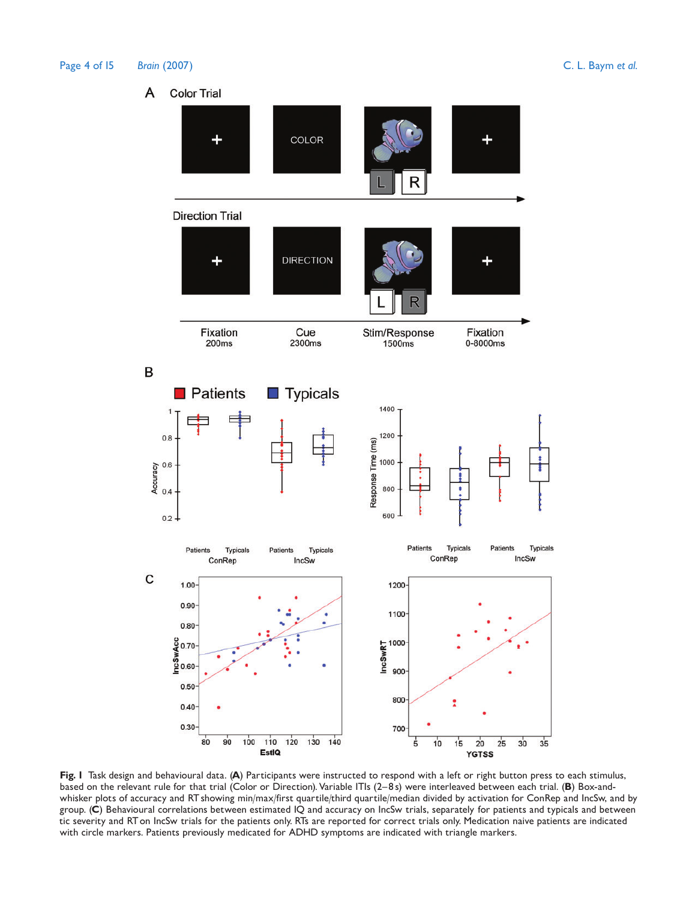**Fig. 1** Task design and behavioural data. (**A**) Participants were instructed to respond with a left or right button press to each stimulus, based on the relevant rule for that trial (Color or Direction). Variable ITIs (2–8 s) were interleaved between each trial. (**B**) Box-and-whisker plots of accuracy and RT showing min/max/first quartile/third quartile/median divided by activation for ConRep and IncSw, and by group. (**C**) Behavioural correlations between estimated IQ and accuracy on IncSw trials, separately for patients and typicals and between tic severity and RT on IncSw trials for the patients only. RTs are reported for correct trials only. Medication naive patients are indicated with circle markers. Patients previously medicated for ADHD symptoms are indicated with triangle markers.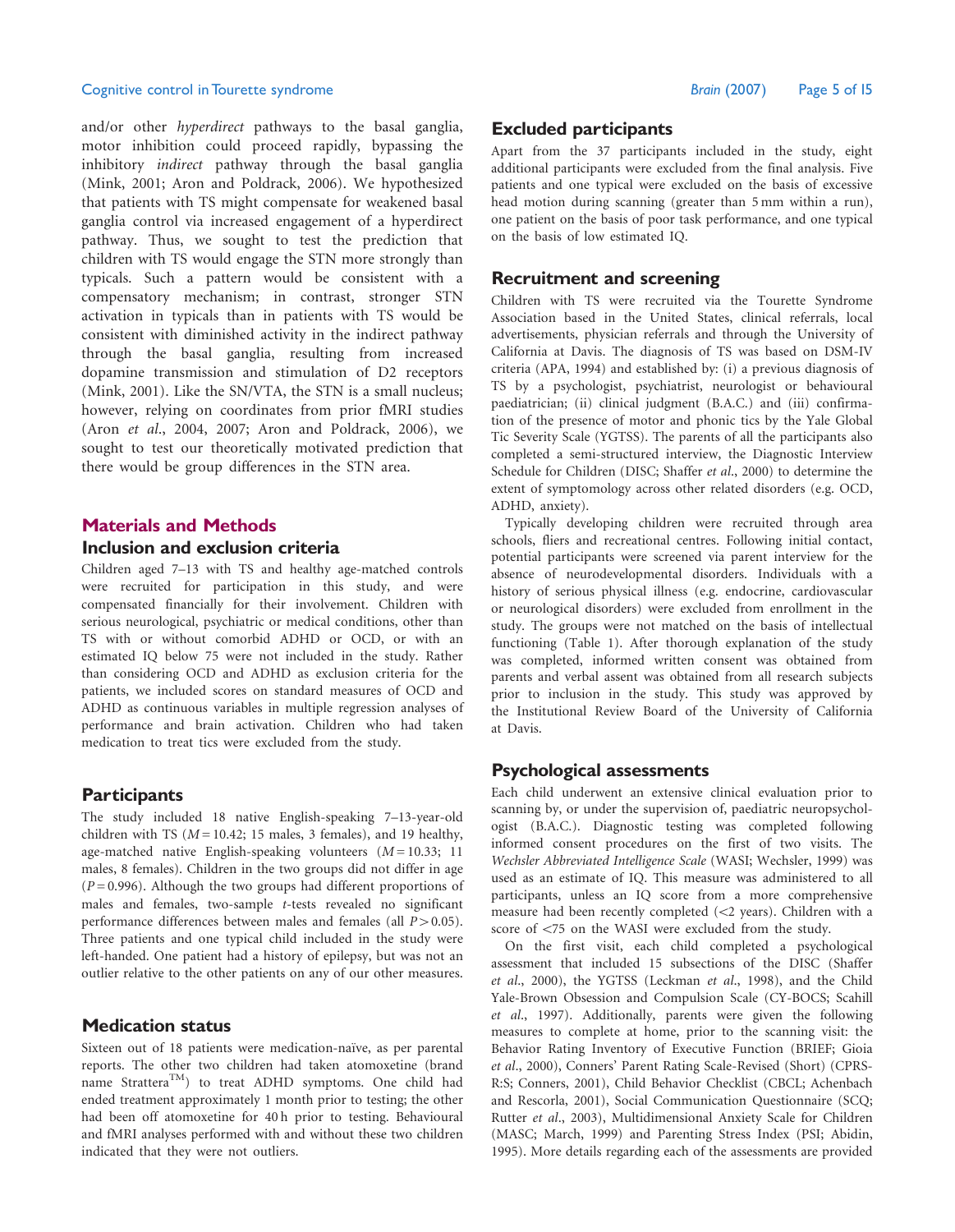and/or other *hyperdirect* pathways to the basal ganglia, motor inhibition could proceed rapidly, bypassing the inhibitory *indirect* pathway through the basal ganglia (Mink, 2001; Aron and Poldrack, 2006). We hypothesized that patients with TS might compensate for weakened basal ganglia control via increased engagement of a hyperdirect pathway. Thus, we sought to test the prediction that children with TS would engage the STN more strongly than typicals. Such a pattern would be consistent with a compensatory mechanism; in contrast, stronger STN activation in typicals than in patients with TS would be consistent with diminished activity in the indirect pathway through the basal ganglia, resulting from increased dopamine transmission and stimulation of D2 receptors (Mink, 2001). Like the SN/VTA, the STN is a small nucleus; however, relying on coordinates from prior fMRI studies (Aron *et al*., 2004, 2007; Aron and Poldrack, 2006), we sought to test our theoretically motivated prediction that there would be group differences in the STN area.

## Materials and Methods

### Inclusion and exclusion criteria

Children aged 7–13 with TS and healthy age-matched controls were recruited for participation in this study, and were compensated financially for their involvement. Children with serious neurological, psychiatric or medical conditions, other than TS with or without comorbid ADHD or OCD, or with an estimated IQ below 75 were not included in the study. Rather than considering OCD and ADHD as exclusion criteria for the patients, we included scores on standard measures of OCD and ADHD as continuous variables in multiple regression analyses of performance and brain activation. Children who had taken medication to treat tics were excluded from the study.

### Participants

The study included 18 native English-speaking 7–13-year-old children with TS ($M = 10.42$; 15 males, 3 females), and 19 healthy, age-matched native English-speaking volunteers ($M = 10.33$; 11 males, 8 females). Children in the two groups did not differ in age ($P = 0.996$). Although the two groups had different proportions of males and females, two-sample *t*-tests revealed no significant performance differences between males and females (all $P > 0.05$). Three patients and one typical child included in the study were left-handed. One patient had a history of epilepsy, but was not an outlier relative to the other patients on any of our other measures.

### Medication status

Sixteen out of 18 patients were medication-naïve, as per parental reports. The other two children had taken atomoxetine (brand name Strattera™) to treat ADHD symptoms. One child had ended treatment approximately 1 month prior to testing; the other had been off atomoxetine for 40 h prior to testing. Behavioural and fMRI analyses performed with and without these two children indicated that they were not outliers.

### Excluded participants

Apart from the 37 participants included in the study, eight additional participants were excluded from the final analysis. Five patients and one typical were excluded on the basis of excessive head motion during scanning (greater than 5 mm within a run), one patient on the basis of poor task performance, and one typical on the basis of low estimated IQ.

### Recruitment and screening

Children with TS were recruited via the Tourette Syndrome Association based in the United States, clinical referrals, local advertisements, physician referrals and through the University of California at Davis. The diagnosis of TS was based on DSM-IV criteria (APA, 1994) and established by: (i) a previous diagnosis of TS by a psychologist, psychiatrist, neurologist or behavioural paediatrician; (ii) clinical judgment (B.A.C.) and (iii) confirmation of the presence of motor and phonic tics by the Yale Global Tic Severity Scale (YGTSS). The parents of all the participants also completed a semi-structured interview, the Diagnostic Interview Schedule for Children (DISC; Shaffer *et al*., 2000) to determine the extent of symptomology across other related disorders (e.g. OCD, ADHD, anxiety).

Typically developing children were recruited through area schools, fliers and recreational centres. Following initial contact, potential participants were screened via parent interview for the absence of neurodevelopmental disorders. Individuals with a history of serious physical illness (e.g. endocrine, cardiovascular or neurological disorders) were excluded from enrollment in the study. The groups were not matched on the basis of intellectual functioning (Table 1). After thorough explanation of the study was completed, informed written consent was obtained from parents and verbal assent was obtained from all research subjects prior to inclusion in the study. This study was approved by the Institutional Review Board of the University of California at Davis.

### Psychological assessments

Each child underwent an extensive clinical evaluation prior to scanning by, or under the supervision of, paediatric neuropsychologist (B.A.C.). Diagnostic testing was completed following informed consent procedures on the first of two visits. The *Wechsler Abbreviated Intelligence Scale* (WASI; Wechsler, 1999) was used as an estimate of IQ. This measure was administered to all participants, unless an IQ score from a more comprehensive measure had been recently completed (<2 years). Children with a score of <75 on the WASI were excluded from the study.

On the first visit, each child completed a psychological assessment that included 15 subsections of the DISC (Shaffer *et al*., 2000), the YGTSS (Leckman *et al*., 1998), and the Child Yale-Brown Obsession and Compulsion Scale (CY-BOCS; Scahill *et al*., 1997). Additionally, parents were given the following measures to complete at home, prior to the scanning visit: the Behavior Rating Inventory of Executive Function (BRIEF; Gioia *et al*., 2000), Conners' Parent Rating Scale-Revised (Short) (CPRS-R:S; Conners, 2001), Child Behavior Checklist (CBCL; Achenbach and Rescorla, 2001), Social Communication Questionnaire (SCQ; Rutter *et al*., 2003), Multidimensional Anxiety Scale for Children (MASC; March, 1999) and Parenting Stress Index (PSI; Abidin, 1995). More details regarding each of the assessments are provided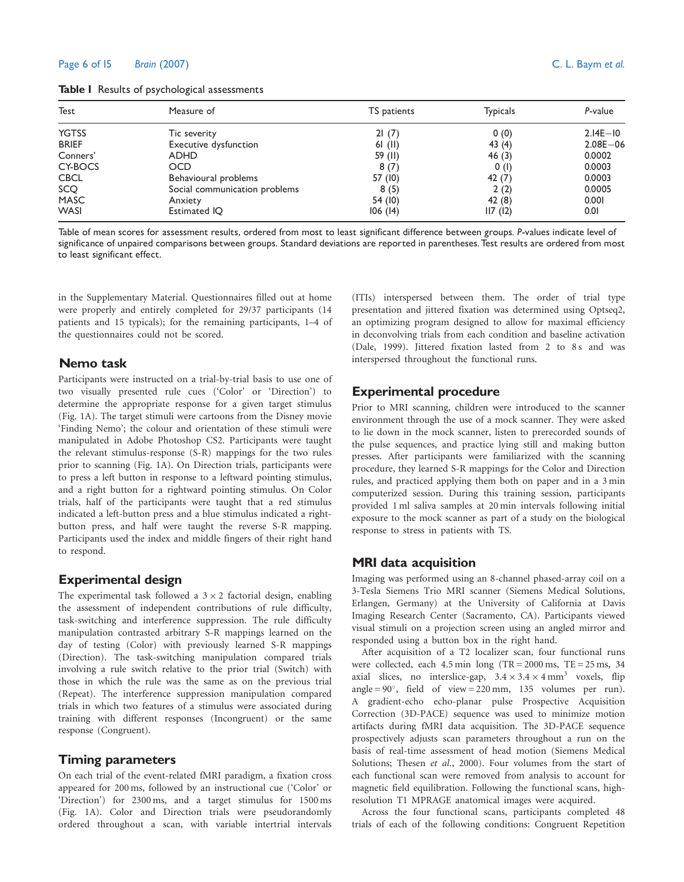**Table 1** Results of psychological assessments

| Test | Measure of | TS patients | Typicals | P-value |
|---|---|---|---|---|
| YGTSS | Tic severity | 21 (7) | 0 (0) | 2.14E−10 |
| BRIEF | Executive dysfunction | 61 (11) | 43 (4) | 2.08E−06 |
| Conners' | ADHD | 59 (11) | 46 (3) | 0.0002 |
| CY-BOCS | OCD | 8 (7) | 0 (1) | 0.0003 |
| CBCL | Behavioural problems | 57 (10) | 42 (7) | 0.0003 |
| SCQ | Social communication problems | 8 (5) | 2 (2) | 0.0005 |
| MASC | Anxiety | 54 (10) | 42 (8) | 0.001 |
| WASI | Estimated IQ | 106 (14) | 117 (12) | 0.01 |

Table of mean scores for assessment results, ordered from most to least significant difference between groups. P-values indicate level of significance of unpaired comparisons between groups. Standard deviations are reported in parentheses. Test results are ordered from most to least significant effect.

in the Supplementary Material. Questionnaires filled out at home were properly and entirely completed for 29/37 participants (14 patients and 15 typicals); for the remaining participants, 1–4 of the questionnaires could not be scored.

## Nemo task

Participants were instructed on a trial-by-trial basis to use one of two visually presented rule cues ('Color' or 'Direction') to determine the appropriate response for a given target stimulus (Fig. 1A). The target stimuli were cartoons from the Disney movie 'Finding Nemo'; the colour and orientation of these stimuli were manipulated in Adobe Photoshop CS2. Participants were taught the relevant stimulus-response (S-R) mappings for the two rules prior to scanning (Fig. 1A). On Direction trials, participants were to press a left button in response to a leftward pointing stimulus, and a right button for a rightward pointing stimulus. On Color trials, half of the participants were taught that a red stimulus indicated a left-button press and a blue stimulus indicated a right-button press, and half were taught the reverse S-R mapping. Participants used the index and middle fingers of their right hand to respond.

## Experimental design

The experimental task followed a $3 \times 2$ factorial design, enabling the assessment of independent contributions of rule difficulty, task-switching and interference suppression. The rule difficulty manipulation contrasted arbitrary S-R mappings learned on the day of testing (Color) with previously learned S-R mappings (Direction). The task-switching manipulation compared trials involving a rule switch relative to the prior trial (Switch) with those in which the rule was the same as on the previous trial (Repeat). The interference suppression manipulation compared trials in which two features of a stimulus were associated during training with different responses (Incongruent) or the same response (Congruent).

## Timing parameters

On each trial of the event-related fMRI paradigm, a fixation cross appeared for 200 ms, followed by an instructional cue ('Color' or 'Direction') for 2300 ms, and a target stimulus for 1500 ms (Fig. 1A). Color and Direction trials were pseudorandomly ordered throughout a scan, with variable intertrial intervals (ITIs) interspersed between them. The order of trial type presentation and jittered fixation was determined using Optseq2, an optimizing program designed to allow for maximal efficiency in deconvolving trials from each condition and baseline activation (Dale, 1999). Jittered fixation lasted from 2 to 8 s and was interspersed throughout the functional runs.

## Experimental procedure

Prior to MRI scanning, children were introduced to the scanner environment through the use of a mock scanner. They were asked to lie down in the mock scanner, listen to prerecorded sounds of the pulse sequences, and practice lying still and making button presses. After participants were familiarized with the scanning procedure, they learned S-R mappings for the Color and Direction rules, and practiced applying them both on paper and in a 3 min computerized session. During this training session, participants provided 1 ml saliva samples at 20 min intervals following initial exposure to the mock scanner as part of a study on the biological response to stress in patients with TS.

## MRI data acquisition

Imaging was performed using an 8-channel phased-array coil on a 3-Tesla Siemens Trio MRI scanner (Siemens Medical Solutions, Erlangen, Germany) at the University of California at Davis Imaging Research Center (Sacramento, CA). Participants viewed visual stimuli on a projection screen using an angled mirror and responded using a button box in the right hand.

After acquisition of a T2 localizer scan, four functional runs were collected, each 4.5 min long (TR = 2000 ms, TE = 25 ms, 34 axial slices, no interslice-gap, $3.4 \times 3.4 \times 4\,\text{mm}^3$ voxels, flip angle = 90°, field of view = 220 mm, 135 volumes per run). A gradient-echo echo-planar pulse Prospective Acquisition Correction (3D-PACE) sequence was used to minimize motion artifacts during fMRI data acquisition. The 3D-PACE sequence prospectively adjusts scan parameters throughout a run on the basis of real-time assessment of head motion (Siemens Medical Solutions; Thesen *et al.*, 2000). Four volumes from the start of each functional scan were removed from analysis to account for magnetic field equilibration. Following the functional scans, high-resolution T1 MPRAGE anatomical images were acquired.

Across the four functional scans, participants completed 48 trials of each of the following conditions: Congruent Repetition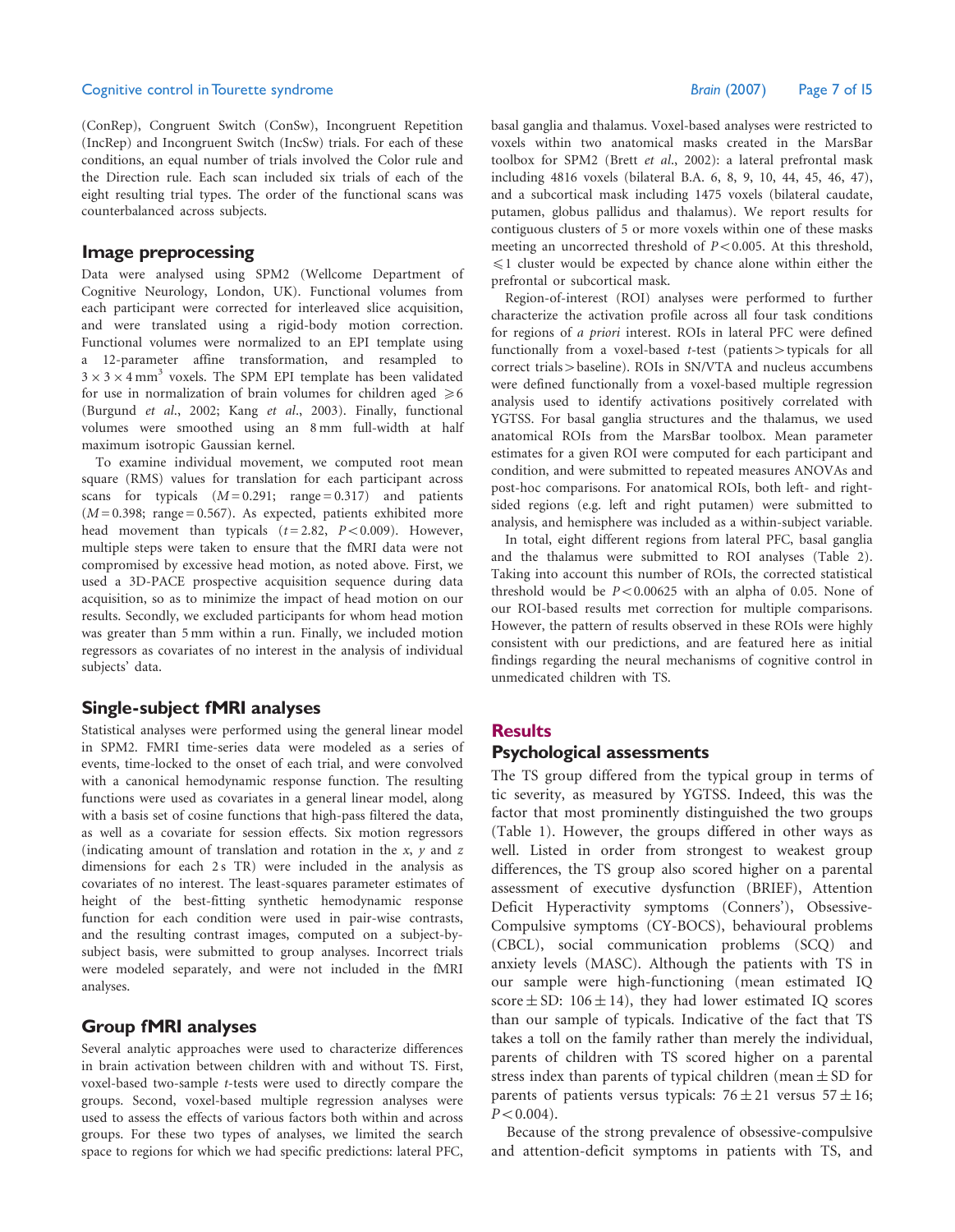(ConRep), Congruent Switch (ConSw), Incongruent Repetition (IncRep) and Incongruent Switch (IncSw) trials. For each of these conditions, an equal number of trials involved the Color rule and the Direction rule. Each scan included six trials of each of the eight resulting trial types. The order of the functional scans was counterbalanced across subjects.

## Image preprocessing

Data were analysed using SPM2 (Wellcome Department of Cognitive Neurology, London, UK). Functional volumes from each participant were corrected for interleaved slice acquisition, and were translated using a rigid-body motion correction. Functional volumes were normalized to an EPI template using a 12-parameter affine transformation, and resampled to $3 \times 3 \times 4\,\text{mm}^3$ voxels. The SPM EPI template has been validated for use in normalization of brain volumes for children aged $\geq 6$ (Burgund *et al.*, 2002; Kang *et al.*, 2003). Finally, functional volumes were smoothed using an 8 mm full-width at half maximum isotropic Gaussian kernel.

To examine individual movement, we computed root mean square (RMS) values for translation for each participant across scans for typicals ($M = 0.291$; range $= 0.317$) and patients ($M = 0.398$; range $= 0.567$). As expected, patients exhibited more head movement than typicals ($t = 2.82$, $P < 0.009$). However, multiple steps were taken to ensure that the fMRI data were not compromised by excessive head motion, as noted above. First, we used a 3D-PACE prospective acquisition sequence during data acquisition, so as to minimize the impact of head motion on our results. Secondly, we excluded participants for whom head motion was greater than 5 mm within a run. Finally, we included motion regressors as covariates of no interest in the analysis of individual subjects' data.

## Single-subject fMRI analyses

Statistical analyses were performed using the general linear model in SPM2. FMRI time-series data were modeled as a series of events, time-locked to the onset of each trial, and were convolved with a canonical hemodynamic response function. The resulting functions were used as covariates in a general linear model, along with a basis set of cosine functions that high-pass filtered the data, as well as a covariate for session effects. Six motion regressors (indicating amount of translation and rotation in the $x$, $y$ and $z$ dimensions for each 2 s TR) were included in the analysis as covariates of no interest. The least-squares parameter estimates of height of the best-fitting synthetic hemodynamic response function for each condition were used in pair-wise contrasts, and the resulting contrast images, computed on a subject-by-subject basis, were submitted to group analyses. Incorrect trials were modeled separately, and were not included in the fMRI analyses.

## Group fMRI analyses

Several analytic approaches were used to characterize differences in brain activation between children with and without TS. First, voxel-based two-sample *t*-tests were used to directly compare the groups. Second, voxel-based multiple regression analyses were used to assess the effects of various factors both within and across groups. For these two types of analyses, we limited the search space to regions for which we had specific predictions: lateral PFC, basal ganglia and thalamus. Voxel-based analyses were restricted to voxels within two anatomical masks created in the MarsBar toolbox for SPM2 (Brett *et al.*, 2002): a lateral prefrontal mask including 4816 voxels (bilateral B.A. 6, 8, 9, 10, 44, 45, 46, 47), and a subcortical mask including 1475 voxels (bilateral caudate, putamen, globus pallidus and thalamus). We report results for contiguous clusters of 5 or more voxels within one of these masks meeting an uncorrected threshold of $P < 0.005$. At this threshold, $\leq 1$ cluster would be expected by chance alone within either the prefrontal or subcortical mask.

Region-of-interest (ROI) analyses were performed to further characterize the activation profile across all four task conditions for regions of *a priori* interest. ROIs in lateral PFC were defined functionally from a voxel-based *t*-test (patients > typicals for all correct trials > baseline). ROIs in SN/VTA and nucleus accumbens were defined functionally from a voxel-based multiple regression analysis used to identify activations positively correlated with YGTSS. For basal ganglia structures and the thalamus, we used anatomical ROIs from the MarsBar toolbox. Mean parameter estimates for a given ROI were computed for each participant and condition, and were submitted to repeated measures ANOVAs and post-hoc comparisons. For anatomical ROIs, both left- and right-sided regions (e.g. left and right putamen) were submitted to analysis, and hemisphere was included as a within-subject variable.

In total, eight different regions from lateral PFC, basal ganglia and the thalamus were submitted to ROI analyses (Table 2). Taking into account this number of ROIs, the corrected statistical threshold would be $P < 0.00625$ with an alpha of 0.05. None of our ROI-based results met correction for multiple comparisons. However, the pattern of results observed in these ROIs were highly consistent with our predictions, and are featured here as initial findings regarding the neural mechanisms of cognitive control in unmedicated children with TS.

# Results

## Psychological assessments

The TS group differed from the typical group in terms of tic severity, as measured by YGTSS. Indeed, this was the factor that most prominently distinguished the two groups (Table 1). However, the groups differed in other ways as well. Listed in order from strongest to weakest group differences, the TS group also scored higher on a parental assessment of executive dysfunction (BRIEF), Attention Deficit Hyperactivity symptoms (Conners'), Obsessive-Compulsive symptoms (CY-BOCS), behavioural problems (CBCL), social communication problems (SCQ) and anxiety levels (MASC). Although the patients with TS in our sample were high-functioning (mean estimated IQ score $\pm$ SD: $106 \pm 14$), they had lower estimated IQ scores than our sample of typicals. Indicative of the fact that TS takes a toll on the family rather than merely the individual, parents of children with TS scored higher on a parental stress index than parents of typical children (mean $\pm$ SD for parents of patients versus typicals: $76 \pm 21$ versus $57 \pm 16$; $P < 0.004$).

Because of the strong prevalence of obsessive-compulsive and attention-deficit symptoms in patients with TS, and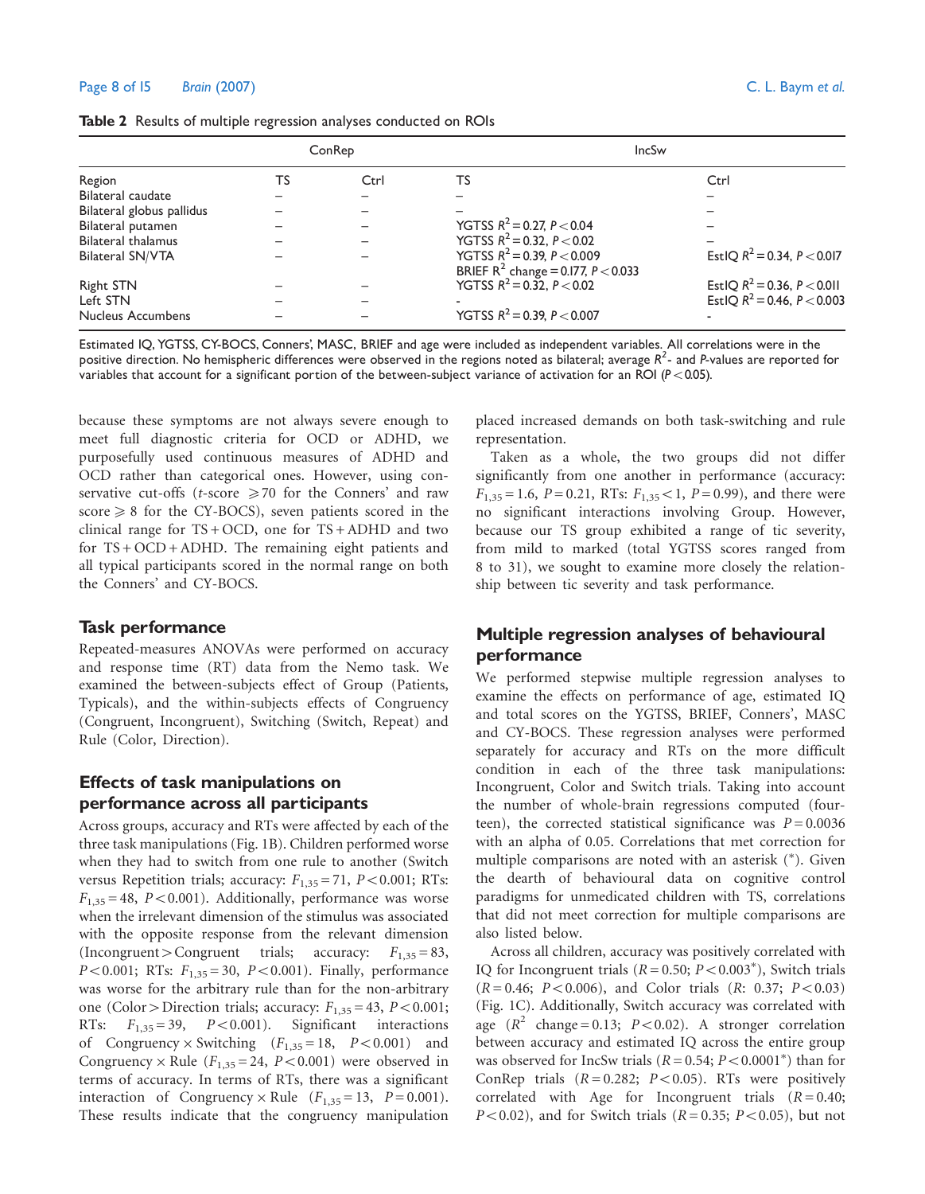**Table 2** Results of multiple regression analyses conducted on ROIs

| | ConRep | | IncSw | |
|---|---|---|---|---|
| Region | TS | Ctrl | TS | Ctrl |
| Bilateral caudate | – | – | – | – |
| Bilateral globus pallidus | – | – | – | – |
| Bilateral putamen | – | – | YGTSS $R^2 = 0.27$, $P < 0.04$ | – |
| Bilateral thalamus | – | – | YGTSS $R^2 = 0.32$, $P < 0.02$ | – |
| Bilateral SN/VTA | – | – | YGTSS $R^2 = 0.39$, $P < 0.009$ BRIEF $R^2$ change = 0.177, $P < 0.033$ | EstIQ $R^2 = 0.34$, $P < 0.017$ |
| Right STN | – | – | YGTSS $R^2 = 0.32$, $P < 0.02$ | EstIQ $R^2 = 0.36$, $P < 0.011$ |
| Left STN | – | – | - | EstIQ $R^2 = 0.46$, $P < 0.003$ |
| Nucleus Accumbens | – | – | YGTSS $R^2 = 0.39$, $P < 0.007$ | - |

Estimated IQ, YGTSS, CY-BOCS, Conners', MASC, BRIEF and age were included as independent variables. All correlations were in the positive direction. No hemispheric differences were observed in the regions noted as bilateral; average $R^2$- and $P$-values are reported for variables that account for a significant portion of the between-subject variance of activation for an ROI ($P < 0.05$).

because these symptoms are not always severe enough to meet full diagnostic criteria for OCD or ADHD, we purposefully used continuous measures of ADHD and OCD rather than categorical ones. However, using conservative cut-offs ($t$-score $\geqslant 70$ for the Conners' and raw score $\geqslant 8$ for the CY-BOCS), seven patients scored in the clinical range for TS + OCD, one for TS + ADHD and two for TS + OCD + ADHD. The remaining eight patients and all typical participants scored in the normal range on both the Conners' and CY-BOCS.

## Task performance

Repeated-measures ANOVAs were performed on accuracy and response time (RT) data from the Nemo task. We examined the between-subjects effect of Group (Patients, Typicals), and the within-subjects effects of Congruency (Congruent, Incongruent), Switching (Switch, Repeat) and Rule (Color, Direction).

## Effects of task manipulations on performance across all participants

Across groups, accuracy and RTs were affected by each of the three task manipulations (Fig. 1B). Children performed worse when they had to switch from one rule to another (Switch versus Repetition trials; accuracy: $F_{1,35} = 71$, $P < 0.001$; RTs: $F_{1,35} = 48$, $P < 0.001$). Additionally, performance was worse when the irrelevant dimension of the stimulus was associated with the opposite response from the relevant dimension (Incongruent > Congruent trials; accuracy: $F_{1,35} = 83$, $P < 0.001$; RTs: $F_{1,35} = 30$, $P < 0.001$). Finally, performance was worse for the arbitrary rule than for the non-arbitrary one (Color > Direction trials; accuracy: $F_{1,35} = 43$, $P < 0.001$; RTs: $F_{1,35} = 39$, $P < 0.001$). Significant interactions of Congruency × Switching ($F_{1,35} = 18$, $P < 0.001$) and Congruency × Rule ($F_{1,35} = 24$, $P < 0.001$) were observed in terms of accuracy. In terms of RTs, there was a significant interaction of Congruency × Rule ($F_{1,35} = 13$, $P = 0.001$). These results indicate that the congruency manipulation placed increased demands on both task-switching and rule representation.

Taken as a whole, the two groups did not differ significantly from one another in performance (accuracy: $F_{1,35} = 1.6$, $P = 0.21$, RTs: $F_{1,35} < 1$, $P = 0.99$), and there were no significant interactions involving Group. However, because our TS group exhibited a range of tic severity, from mild to marked (total YGTSS scores ranged from 8 to 31), we sought to examine more closely the relationship between tic severity and task performance.

## Multiple regression analyses of behavioural performance

We performed stepwise multiple regression analyses to examine the effects on performance of age, estimated IQ and total scores on the YGTSS, BRIEF, Conners', MASC and CY-BOCS. These regression analyses were performed separately for accuracy and RTs on the more difficult condition in each of the three task manipulations: Incongruent, Color and Switch trials. Taking into account the number of whole-brain regressions computed (fourteen), the corrected statistical significance was $P = 0.0036$ with an alpha of 0.05. Correlations that met correction for multiple comparisons are noted with an asterisk (*). Given the dearth of behavioural data on cognitive control paradigms for unmedicated children with TS, correlations that did not meet correction for multiple comparisons are also listed below.

Across all children, accuracy was positively correlated with IQ for Incongruent trials ($R = 0.50$; $P < 0.003$*), Switch trials ($R = 0.46$; $P < 0.006$), and Color trials ($R$: 0.37; $P < 0.03$) (Fig. 1C). Additionally, Switch accuracy was correlated with age ($R^2$ change = 0.13; $P < 0.02$). A stronger correlation between accuracy and estimated IQ across the entire group was observed for IncSw trials ($R = 0.54$; $P < 0.0001$*) than for ConRep trials ($R = 0.282$; $P < 0.05$). RTs were positively correlated with Age for Incongruent trials ($R = 0.40$; $P < 0.02$), and for Switch trials ($R = 0.35$; $P < 0.05$), but not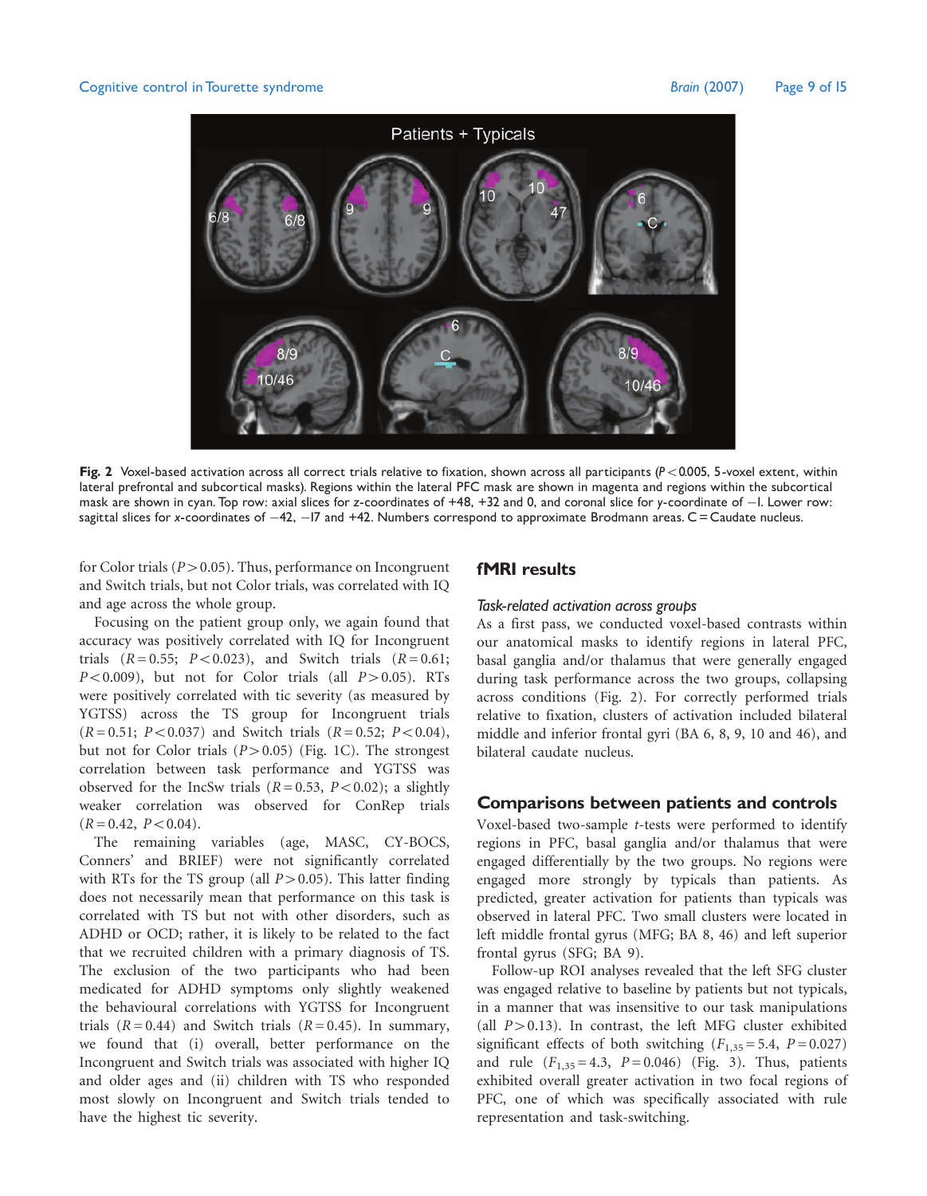Fig. 2 Voxel-based activation across all correct trials relative to fixation, shown across all participants ($P < 0.005$, 5-voxel extent, within lateral prefrontal and subcortical masks). Regions within the lateral PFC mask are shown in magenta and regions within the subcortical mask are shown in cyan. Top row: axial slices for z-coordinates of +48, +32 and 0, and coronal slice for y-coordinate of −1. Lower row: sagittal slices for x-coordinates of −42, −17 and +42. Numbers correspond to approximate Brodmann areas. C = Caudate nucleus.

for Color trials ($P > 0.05$). Thus, performance on Incongruent and Switch trials, but not Color trials, was correlated with IQ and age across the whole group.

Focusing on the patient group only, we again found that accuracy was positively correlated with IQ for Incongruent trials ($R = 0.55$; $P < 0.023$), and Switch trials ($R = 0.61$; $P < 0.009$), but not for Color trials (all $P > 0.05$). RTs were positively correlated with tic severity (as measured by YGTSS) across the TS group for Incongruent trials ($R = 0.51$; $P < 0.037$) and Switch trials ($R = 0.52$; $P < 0.04$), but not for Color trials ($P > 0.05$) (Fig. 1C). The strongest correlation between task performance and YGTSS was observed for the IncSw trials ($R = 0.53$, $P < 0.02$); a slightly weaker correlation was observed for ConRep trials ($R = 0.42$, $P < 0.04$).

The remaining variables (age, MASC, CY-BOCS, Conners' and BRIEF) were not significantly correlated with RTs for the TS group (all $P > 0.05$). This latter finding does not necessarily mean that performance on this task is correlated with TS but not with other disorders, such as ADHD or OCD; rather, it is likely to be related to the fact that we recruited children with a primary diagnosis of TS. The exclusion of the two participants who had been medicated for ADHD symptoms only slightly weakened the behavioural correlations with YGTSS for Incongruent trials ($R = 0.44$) and Switch trials ($R = 0.45$). In summary, we found that (i) overall, better performance on the Incongruent and Switch trials was associated with higher IQ and older ages and (ii) children with TS who responded most slowly on Incongruent and Switch trials tended to have the highest tic severity.

## fMRI results

### *Task-related activation across groups*

As a first pass, we conducted voxel-based contrasts within our anatomical masks to identify regions in lateral PFC, basal ganglia and/or thalamus that were generally engaged during task performance across the two groups, collapsing across conditions (Fig. 2). For correctly performed trials relative to fixation, clusters of activation included bilateral middle and inferior frontal gyri (BA 6, 8, 9, 10 and 46), and bilateral caudate nucleus.

## Comparisons between patients and controls

Voxel-based two-sample *t*-tests were performed to identify regions in PFC, basal ganglia and/or thalamus that were engaged differentially by the two groups. No regions were engaged more strongly by typicals than patients. As predicted, greater activation for patients than typicals was observed in lateral PFC. Two small clusters were located in left middle frontal gyrus (MFG; BA 8, 46) and left superior frontal gyrus (SFG; BA 9).

Follow-up ROI analyses revealed that the left SFG cluster was engaged relative to baseline by patients but not typicals, in a manner that was insensitive to our task manipulations (all $P > 0.13$). In contrast, the left MFG cluster exhibited significant effects of both switching ($F_{1,35} = 5.4$, $P = 0.027$) and rule ($F_{1,35} = 4.3$, $P = 0.046$) (Fig. 3). Thus, patients exhibited overall greater activation in two focal regions of PFC, one of which was specifically associated with rule representation and task-switching.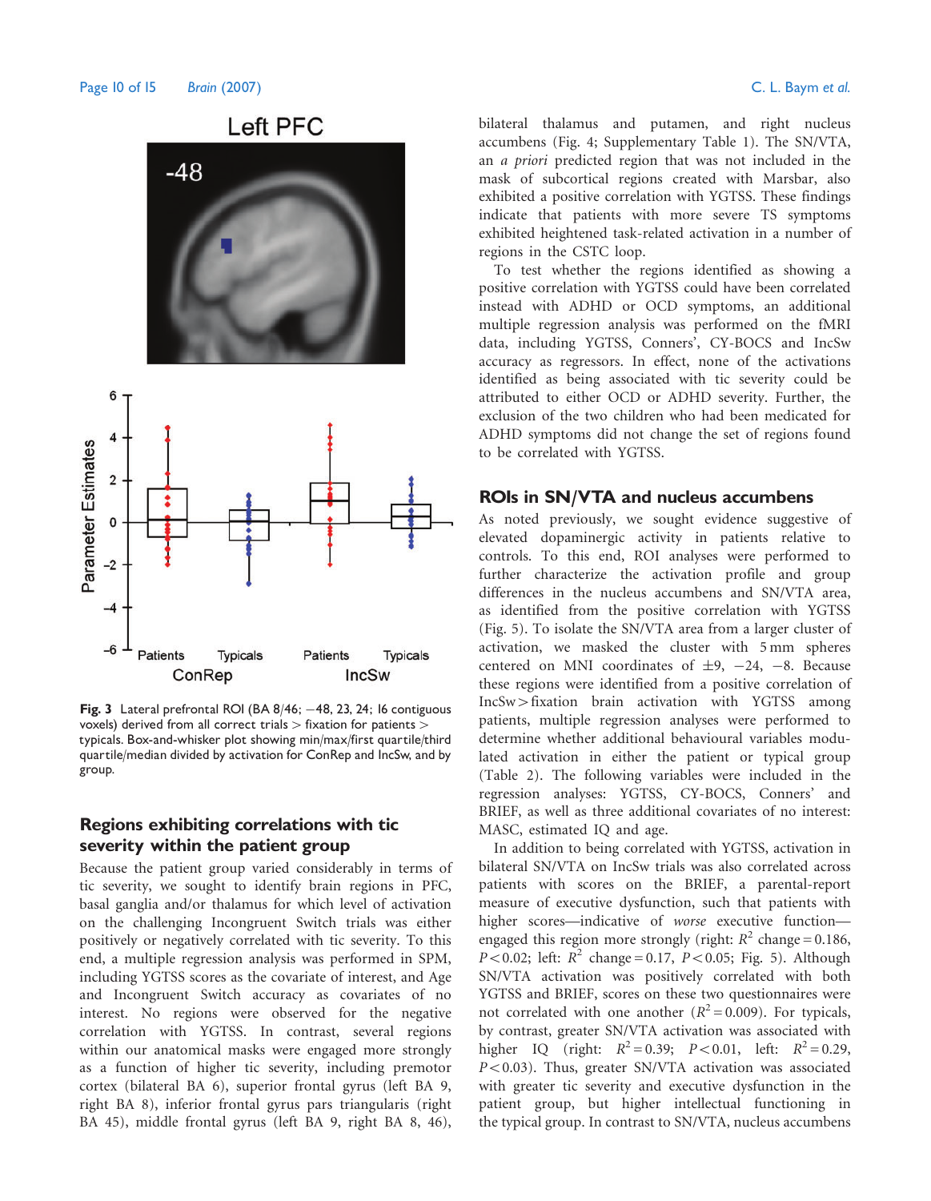Fig. 3 Lateral prefrontal ROI (BA 8/46; −48, 23, 24; 16 contiguous voxels) derived from all correct trials > fixation for patients > typicals. Box-and-whisker plot showing min/max/first quartile/third quartile/median divided by activation for ConRep and IncSw, and by group.

## Regions exhibiting correlations with tic severity within the patient group

Because the patient group varied considerably in terms of tic severity, we sought to identify brain regions in PFC, basal ganglia and/or thalamus for which level of activation on the challenging Incongruent Switch trials was either positively or negatively correlated with tic severity. To this end, a multiple regression analysis was performed in SPM, including YGTSS scores as the covariate of interest, and Age and Incongruent Switch accuracy as covariates of no interest. No regions were observed for the negative correlation with YGTSS. In contrast, several regions within our anatomical masks were engaged more strongly as a function of higher tic severity, including premotor cortex (bilateral BA 6), superior frontal gyrus (left BA 9, right BA 8), inferior frontal gyrus pars triangularis (right BA 45), middle frontal gyrus (left BA 9, right BA 8, 46), bilateral thalamus and putamen, and right nucleus accumbens (Fig. 4; Supplementary Table 1). The SN/VTA, an *a priori* predicted region that was not included in the mask of subcortical regions created with Marsbar, also exhibited a positive correlation with YGTSS. These findings indicate that patients with more severe TS symptoms exhibited heightened task-related activation in a number of regions in the CSTC loop.

To test whether the regions identified as showing a positive correlation with YGTSS could have been correlated instead with ADHD or OCD symptoms, an additional multiple regression analysis was performed on the fMRI data, including YGTSS, Conners', CY-BOCS and IncSw accuracy as regressors. In effect, none of the activations identified as being associated with tic severity could be attributed to either OCD or ADHD severity. Further, the exclusion of the two children who had been medicated for ADHD symptoms did not change the set of regions found to be correlated with YGTSS.

## ROIs in SN/VTA and nucleus accumbens

As noted previously, we sought evidence suggestive of elevated dopaminergic activity in patients relative to controls. To this end, ROI analyses were performed to further characterize the activation profile and group differences in the nucleus accumbens and SN/VTA area, as identified from the positive correlation with YGTSS (Fig. 5). To isolate the SN/VTA area from a larger cluster of activation, we masked the cluster with 5 mm spheres centered on MNI coordinates of ±9, −24, −8. Because these regions were identified from a positive correlation of IncSw > fixation brain activation with YGTSS among patients, multiple regression analyses were performed to determine whether additional behavioural variables modulated activation in either the patient or typical group (Table 2). The following variables were included in the regression analyses: YGTSS, CY-BOCS, Conners' and BRIEF, as well as three additional covariates of no interest: MASC, estimated IQ and age.

In addition to being correlated with YGTSS, activation in bilateral SN/VTA on IncSw trials was also correlated across patients with scores on the BRIEF, a parental-report measure of executive dysfunction, such that patients with higher scores—indicative of *worse* executive function—engaged this region more strongly (right: $R^2$ change = 0.186, $P < 0.02$; left: $R^2$ change = 0.17, $P < 0.05$; Fig. 5). Although SN/VTA activation was positively correlated with both YGTSS and BRIEF, scores on these two questionnaires were not correlated with one another ($R^2 = 0.009$). For typicals, by contrast, greater SN/VTA activation was associated with higher IQ (right: $R^2 = 0.39$; $P < 0.01$, left: $R^2 = 0.29$, $P < 0.03$). Thus, greater SN/VTA activation was associated with greater tic severity and executive dysfunction in the patient group, but higher intellectual functioning in the typical group. In contrast to SN/VTA, nucleus accumbens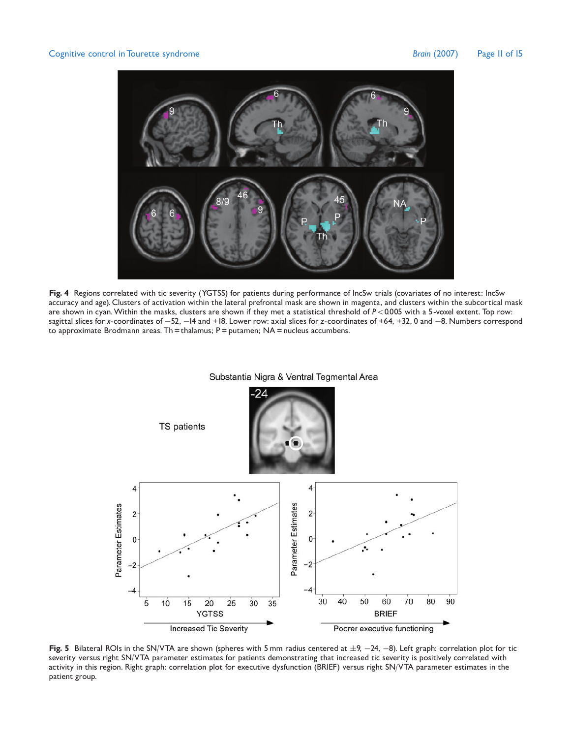**Fig. 4** Regions correlated with tic severity (YGTSS) for patients during performance of IncSw trials (covariates of no interest: IncSw accuracy and age). Clusters of activation within the lateral prefrontal mask are shown in magenta, and clusters within the subcortical mask are shown in cyan. Within the masks, clusters are shown if they met a statistical threshold of $P < 0.005$ with a 5-voxel extent. Top row: sagittal slices for *x*-coordinates of −52, −14 and +18. Lower row: axial slices for *z*-coordinates of +64, +32, 0 and −8. Numbers correspond to approximate Brodmann areas. Th = thalamus; P = putamen; NA = nucleus accumbens.

**Fig. 5** Bilateral ROIs in the SN/VTA are shown (spheres with 5 mm radius centered at ±9, −24, −8). Left graph: correlation plot for tic severity versus right SN/VTA parameter estimates for patients demonstrating that increased tic severity is positively correlated with activity in this region. Right graph: correlation plot for executive dysfunction (BRIEF) versus right SN/VTA parameter estimates in the patient group.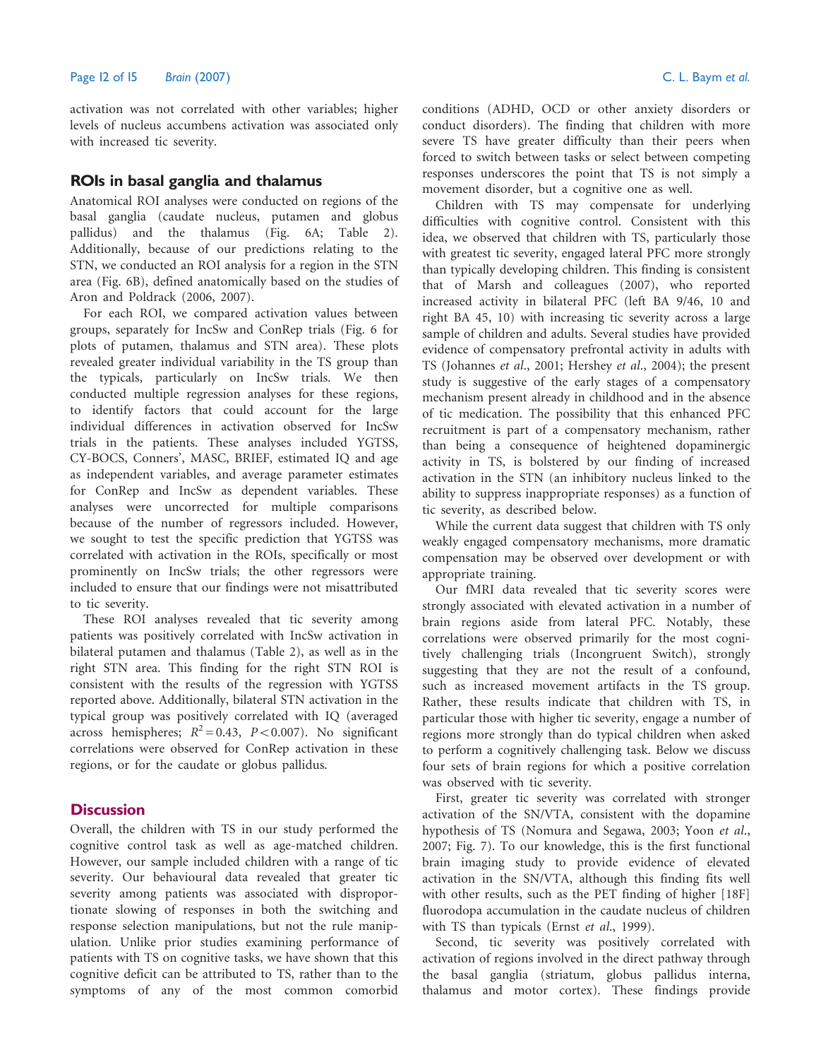activation was not correlated with other variables; higher levels of nucleus accumbens activation was associated only with increased tic severity.

### ROIs in basal ganglia and thalamus

Anatomical ROI analyses were conducted on regions of the basal ganglia (caudate nucleus, putamen and globus pallidus) and the thalamus (Fig. 6A; Table 2). Additionally, because of our predictions relating to the STN, we conducted an ROI analysis for a region in the STN area (Fig. 6B), defined anatomically based on the studies of Aron and Poldrack (2006, 2007).

For each ROI, we compared activation values between groups, separately for IncSw and ConRep trials (Fig. 6 for plots of putamen, thalamus and STN area). These plots revealed greater individual variability in the TS group than the typicals, particularly on IncSw trials. We then conducted multiple regression analyses for these regions, to identify factors that could account for the large individual differences in activation observed for IncSw trials in the patients. These analyses included YGTSS, CY-BOCS, Conners', MASC, BRIEF, estimated IQ and age as independent variables, and average parameter estimates for ConRep and IncSw as dependent variables. These analyses were uncorrected for multiple comparisons because of the number of regressors included. However, we sought to test the specific prediction that YGTSS was correlated with activation in the ROIs, specifically or most prominently on IncSw trials; the other regressors were included to ensure that our findings were not misattributed to tic severity.

These ROI analyses revealed that tic severity among patients was positively correlated with IncSw activation in bilateral putamen and thalamus (Table 2), as well as in the right STN area. This finding for the right STN ROI is consistent with the results of the regression with YGTSS reported above. Additionally, bilateral STN activation in the typical group was positively correlated with IQ (averaged across hemispheres; $R^2 = 0.43$, $P < 0.007$). No significant correlations were observed for ConRep activation in these regions, or for the caudate or globus pallidus.

## Discussion

Overall, the children with TS in our study performed the cognitive control task as well as age-matched children. However, our sample included children with a range of tic severity. Our behavioural data revealed that greater tic severity among patients was associated with disproportionate slowing of responses in both the switching and response selection manipulations, but not the rule manipulation. Unlike prior studies examining performance of patients with TS on cognitive tasks, we have shown that this cognitive deficit can be attributed to TS, rather than to the symptoms of any of the most common comorbid conditions (ADHD, OCD or other anxiety disorders or conduct disorders). The finding that children with more severe TS have greater difficulty than their peers when forced to switch between tasks or select between competing responses underscores the point that TS is not simply a movement disorder, but a cognitive one as well.

Children with TS may compensate for underlying difficulties with cognitive control. Consistent with this idea, we observed that children with TS, particularly those with greatest tic severity, engaged lateral PFC more strongly than typically developing children. This finding is consistent that of Marsh and colleagues (2007), who reported increased activity in bilateral PFC (left BA 9/46, 10 and right BA 45, 10) with increasing tic severity across a large sample of children and adults. Several studies have provided evidence of compensatory prefrontal activity in adults with TS (Johannes *et al.*, 2001; Hershey *et al.*, 2004); the present study is suggestive of the early stages of a compensatory mechanism present already in childhood and in the absence of tic medication. The possibility that this enhanced PFC recruitment is part of a compensatory mechanism, rather than being a consequence of heightened dopaminergic activity in TS, is bolstered by our finding of increased activation in the STN (an inhibitory nucleus linked to the ability to suppress inappropriate responses) as a function of tic severity, as described below.

While the current data suggest that children with TS only weakly engaged compensatory mechanisms, more dramatic compensation may be observed over development or with appropriate training.

Our fMRI data revealed that tic severity scores were strongly associated with elevated activation in a number of brain regions aside from lateral PFC. Notably, these correlations were observed primarily for the most cognitively challenging trials (Incongruent Switch), strongly suggesting that they are not the result of a confound, such as increased movement artifacts in the TS group. Rather, these results indicate that children with TS, in particular those with higher tic severity, engage a number of regions more strongly than do typical children when asked to perform a cognitively challenging task. Below we discuss four sets of brain regions for which a positive correlation was observed with tic severity.

First, greater tic severity was correlated with stronger activation of the SN/VTA, consistent with the dopamine hypothesis of TS (Nomura and Segawa, 2003; Yoon *et al.*, 2007; Fig. 7). To our knowledge, this is the first functional brain imaging study to provide evidence of elevated activation in the SN/VTA, although this finding fits well with other results, such as the PET finding of higher [18F] fluorodopa accumulation in the caudate nucleus of children with TS than typicals (Ernst *et al.*, 1999).

Second, tic severity was positively correlated with activation of regions involved in the direct pathway through the basal ganglia (striatum, globus pallidus interna, thalamus and motor cortex). These findings provide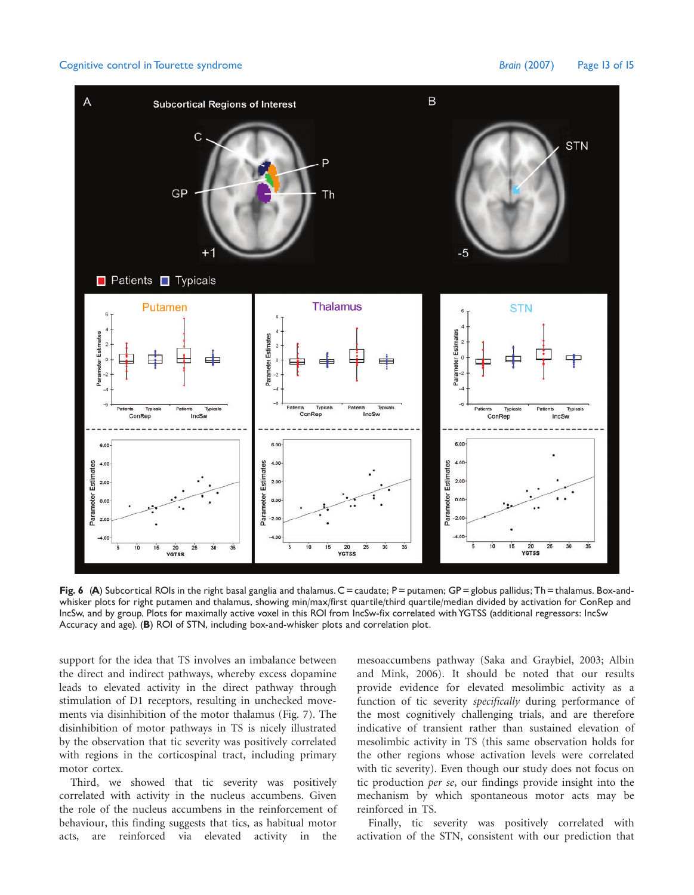**Fig. 6** (**A**) Subcortical ROIs in the right basal ganglia and thalamus. C = caudate; P = putamen; GP = globus pallidus; Th = thalamus. Box-and-whisker plots for right putamen and thalamus, showing min/max/first quartile/third quartile/median divided by activation for ConRep and IncSw, and by group. Plots for maximally active voxel in this ROI from IncSw-fix correlated with YGTSS (additional regressors: IncSw Accuracy and age). (**B**) ROI of STN, including box-and-whisker plots and correlation plot.

support for the idea that TS involves an imbalance between the direct and indirect pathways, whereby excess dopamine leads to elevated activity in the direct pathway through stimulation of D1 receptors, resulting in unchecked movements via disinhibition of the motor thalamus (Fig. 7). The disinhibition of motor pathways in TS is nicely illustrated by the observation that tic severity was positively correlated with regions in the corticospinal tract, including primary motor cortex.

Third, we showed that tic severity was positively correlated with activity in the nucleus accumbens. Given the role of the nucleus accumbens in the reinforcement of behaviour, this finding suggests that tics, as habitual motor acts, are reinforced via elevated activity in the mesoaccumbens pathway (Saka and Graybiel, 2003; Albin and Mink, 2006). It should be noted that our results provide evidence for elevated mesolimbic activity as a function of tic severity *specifically* during performance of the most cognitively challenging trials, and are therefore indicative of transient rather than sustained elevation of mesolimbic activity in TS (this same observation holds for the other regions whose activation levels were correlated with tic severity). Even though our study does not focus on tic production *per se*, our findings provide insight into the mechanism by which spontaneous motor acts may be reinforced in TS.

Finally, tic severity was positively correlated with activation of the STN, consistent with our prediction that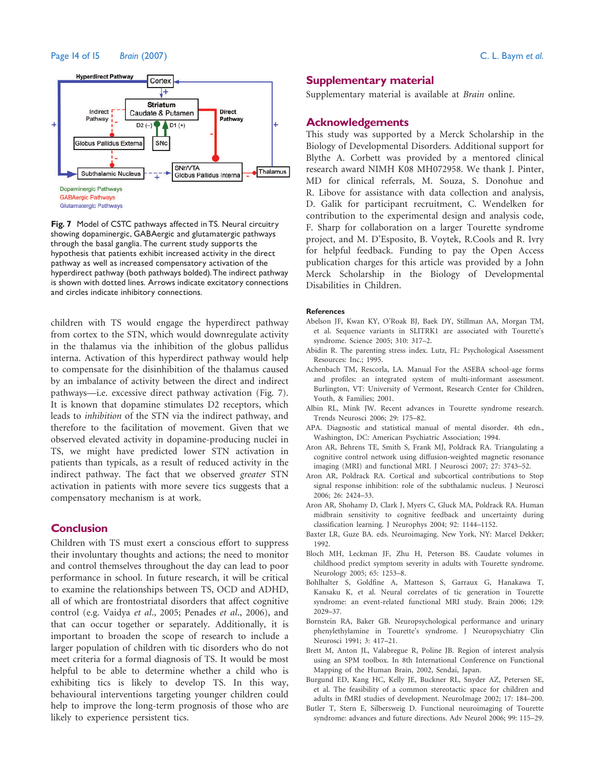Fig. 7 Model of CSTC pathways affected in TS. Neural circuitry showing dopaminergic, GABAergic and glutamatergic pathways through the basal ganglia. The current study supports the hypothesis that patients exhibit increased activity in the direct pathway as well as increased compensatory activation of the hyperdirect pathway (both pathways bolded). The indirect pathway is shown with dotted lines. Arrows indicate excitatory connections and circles indicate inhibitory connections.

children with TS would engage the hyperdirect pathway from cortex to the STN, which would downregulate activity in the thalamus via the inhibition of the globus pallidus interna. Activation of this hyperdirect pathway would help to compensate for the disinhibition of the thalamus caused by an imbalance of activity between the direct and indirect pathways—i.e. excessive direct pathway activation (Fig. 7). It is known that dopamine stimulates D2 receptors, which leads to *inhibition* of the STN via the indirect pathway, and therefore to the facilitation of movement. Given that we observed elevated activity in dopamine-producing nuclei in TS, we might have predicted lower STN activation in patients than typicals, as a result of reduced activity in the indirect pathway. The fact that we observed *greater* STN activation in patients with more severe tics suggests that a compensatory mechanism is at work.

## Conclusion

Children with TS must exert a conscious effort to suppress their involuntary thoughts and actions; the need to monitor and control themselves throughout the day can lead to poor performance in school. In future research, it will be critical to examine the relationships between TS, OCD and ADHD, all of which are frontostriatal disorders that affect cognitive control (e.g. Vaidya *et al.*, 2005; Penades *et al.*, 2006), and that can occur together or separately. Additionally, it is important to broaden the scope of research to include a larger population of children with tic disorders who do not meet criteria for a formal diagnosis of TS. It would be most helpful to be able to determine whether a child who is exhibiting tics is likely to develop TS. In this way, behavioural interventions targeting younger children could help to improve the long-term prognosis of those who are likely to experience persistent tics.

## Supplementary material

Supplementary material is available at *Brain* online.

## Acknowledgements

This study was supported by a Merck Scholarship in the Biology of Developmental Disorders. Additional support for Blythe A. Corbett was provided by a mentored clinical research award NIMH K08 MH072958. We thank J. Pinter, MD for clinical referrals, M. Souza, S. Donohue and R. Libove for assistance with data collection and analysis, D. Galik for participant recruitment, C. Wendelken for contribution to the experimental design and analysis code, F. Sharp for collaboration on a larger Tourette syndrome project, and M. D'Esposito, B. Voytek, R.Cools and R. Ivry for helpful feedback. Funding to pay the Open Access publication charges for this article was provided by a John Merck Scholarship in the Biology of Developmental Disabilities in Children.

### References

Abelson JF, Kwan KY, O'Roak BJ, Baek DY, Stillman AA, Morgan TM, et al. Sequence variants in SLITRK1 are associated with Tourette's syndrome. Science 2005; 310: 317–2.

Abidin R. The parenting stress index. Lutz, FL: Psychological Assessment Resources: Inc.; 1995.

Achenbach TM, Rescorla, LA. Manual For the ASEBA school-age forms and profiles: an integrated system of multi-informant assessment. Burlington, VT: University of Vermont, Research Center for Children, Youth, & Families; 2001.

Albin RL, Mink JW. Recent advances in Tourette syndrome research. Trends Neurosci 2006; 29: 175–82.

APA. Diagnostic and statistical manual of mental disorder. 4th edn., Washington, DC: American Psychiatric Association; 1994.

Aron AR, Behrens TE, Smith S, Frank MJ, Poldrack RA. Triangulating a cognitive control network using diffusion-weighted magnetic resonance imaging (MRI) and functional MRI. J Neurosci 2007; 27: 3743–52.

Aron AR, Poldrack RA. Cortical and subcortical contributions to Stop signal response inhibition: role of the subthalamic nucleus. J Neurosci 2006; 26: 2424–33.

Aron AR, Shohamy D, Clark J, Myers C, Gluck MA, Poldrack RA. Human midbrain sensitivity to cognitive feedback and uncertainty during classification learning. J Neurophys 2004; 92: 1144–1152.

Baxter LR, Guze BA. eds. Neuroimaging. New York, NY: Marcel Dekker; 1992.

Bloch MH, Leckman JF, Zhu H, Peterson BS. Caudate volumes in childhood predict symptom severity in adults with Tourette syndrome. Neurology 2005; 65: 1253–8.

Bohlhalter S, Goldfine A, Matteson S, Garraux G, Hanakawa T, Kansaku K, et al. Neural correlates of tic generation in Tourette syndrome: an event-related functional MRI study. Brain 2006; 129: 2029–37.

Bornstein RA, Baker GB. Neuropsychological performance and urinary phenylethylamine in Tourette's syndrome. J Neuropsychiatry Clin Neurosci 1991; 3: 417–21.

Brett M, Anton JL, Valabregue R, Poline JB. Region of interest analysis using an SPM toolbox. In 8th International Conference on Functional Mapping of the Human Brain, 2002, Sendai, Japan.

Burgund ED, Kang HC, Kelly JE, Buckner RL, Snyder AZ, Petersen SE, et al. The feasibility of a common stereotactic space for children and adults in fMRI studies of development. NeuroImage 2002; 17: 184–200.

Butler T, Stern E, Silbersweig D. Functional neuroimaging of Tourette syndrome: advances and future directions. Adv Neurol 2006; 99: 115–29.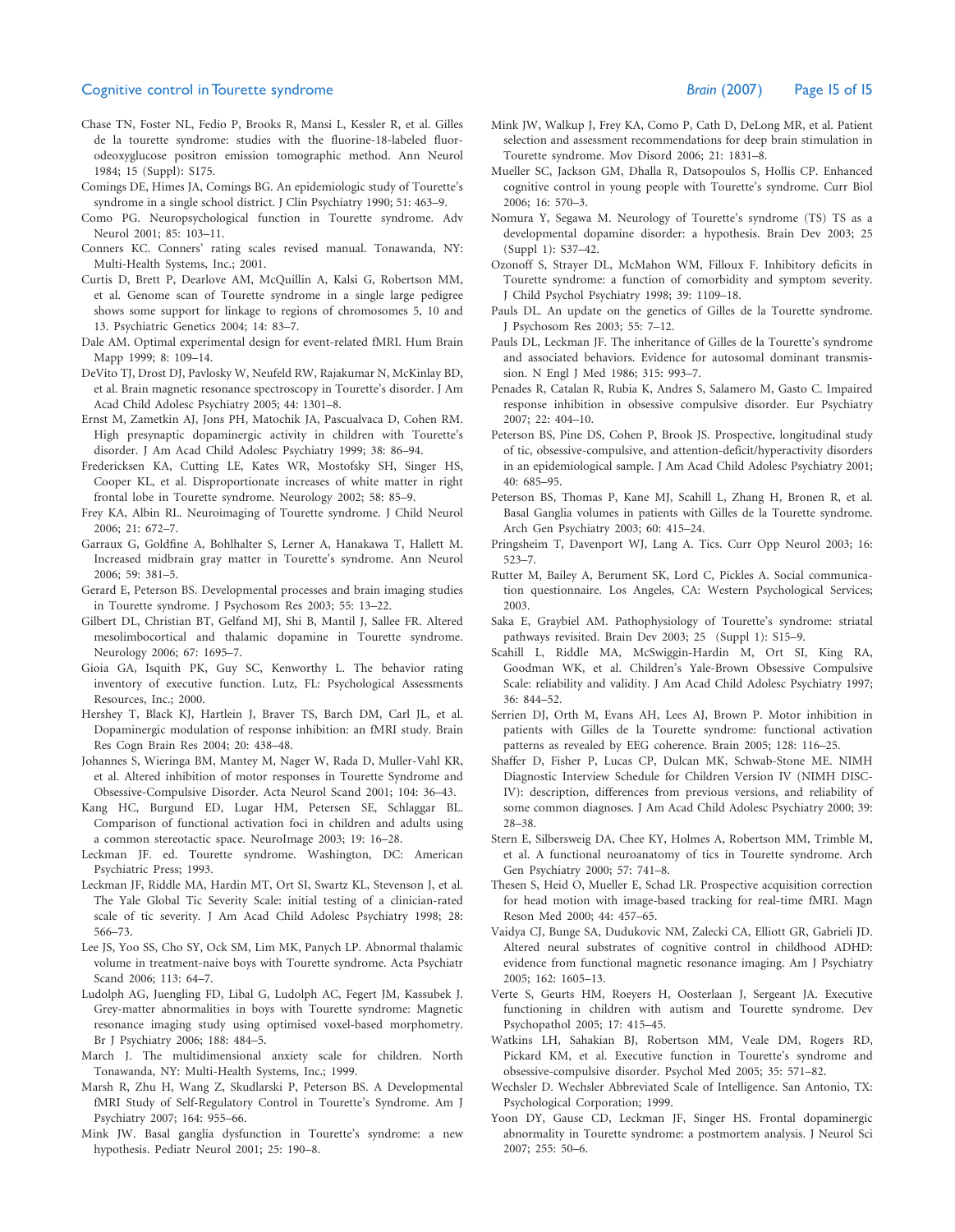Chase TN, Foster NL, Fedio P, Brooks R, Mansi L, Kessler R, et al. Gilles de la tourette syndrome: studies with the fluorine-18-labeled fluorodeoxyglucose positron emission tomographic method. Ann Neurol 1984; 15 (Suppl): S175.

Comings DE, Himes JA, Comings BG. An epidemiologic study of Tourette's syndrome in a single school district. J Clin Psychiatry 1990; 51: 463–9.

Como PG. Neuropsychological function in Tourette syndrome. Adv Neurol 2001; 85: 103–11.

Conners KC. Conners' rating scales revised manual. Tonawanda, NY: Multi-Health Systems, Inc.; 2001.

Curtis D, Brett P, Dearlove AM, McQuillin A, Kalsi G, Robertson MM, et al. Genome scan of Tourette syndrome in a single large pedigree shows some support for linkage to regions of chromosomes 5, 10 and 13. Psychiatric Genetics 2004; 14: 83–7.

Dale AM. Optimal experimental design for event-related fMRI. Hum Brain Mapp 1999; 8: 109–14.

DeVito TJ, Drost DJ, Pavlosky W, Neufeld RW, Rajakumar N, McKinlay BD, et al. Brain magnetic resonance spectroscopy in Tourette's disorder. J Am Acad Child Adolesc Psychiatry 2005; 44: 1301–8.

Ernst M, Zametkin AJ, Jons PH, Matochik JA, Pascualvaca D, Cohen RM. High presynaptic dopaminergic activity in children with Tourette's disorder. J Am Acad Child Adolesc Psychiatry 1999; 38: 86–94.

Fredericksen KA, Cutting LE, Kates WR, Mostofsky SH, Singer HS, Cooper KL, et al. Disproportionate increases of white matter in right frontal lobe in Tourette syndrome. Neurology 2002; 58: 85–9.

Frey KA, Albin RL. Neuroimaging of Tourette syndrome. J Child Neurol 2006; 21: 672–7.

Garraux G, Goldfine A, Bohlhalter S, Lerner A, Hanakawa T, Hallett M. Increased midbrain gray matter in Tourette's syndrome. Ann Neurol 2006; 59: 381–5.

Gerard E, Peterson BS. Developmental processes and brain imaging studies in Tourette syndrome. J Psychosom Res 2003; 55: 13–22.

Gilbert DL, Christian BT, Gelfand MJ, Shi B, Mantil J, Sallee FR. Altered mesolimbocortical and thalamic dopamine in Tourette syndrome. Neurology 2006; 67: 1695–7.

Gioia GA, Isquith PK, Guy SC, Kenworthy L. The behavior rating inventory of executive function. Lutz, FL: Psychological Assessments Resources, Inc.; 2000.

Hershey T, Black KJ, Hartlein J, Braver TS, Barch DM, Carl JL, et al. Dopaminergic modulation of response inhibition: an fMRI study. Brain Res Cogn Brain Res 2004; 20: 438–48.

Johannes S, Wieringa BM, Mantey M, Nager W, Rada D, Muller-Vahl KR, et al. Altered inhibition of motor responses in Tourette Syndrome and Obsessive-Compulsive Disorder. Acta Neurol Scand 2001; 104: 36–43.

Kang HC, Burgund ED, Lugar HM, Petersen SE, Schlaggar BL. Comparison of functional activation foci in children and adults using a common stereotactic space. NeuroImage 2003; 19: 16–28.

Leckman JF. ed. Tourette syndrome. Washington, DC: American Psychiatric Press; 1993.

Leckman JF, Riddle MA, Hardin MT, Ort SI, Swartz KL, Stevenson J, et al. The Yale Global Tic Severity Scale: initial testing of a clinician-rated scale of tic severity. J Am Acad Child Adolesc Psychiatry 1998; 28: 566–73.

Lee JS, Yoo SS, Cho SY, Ock SM, Lim MK, Panych LP. Abnormal thalamic volume in treatment-naive boys with Tourette syndrome. Acta Psychiatr Scand 2006; 113: 64–7.

Ludolph AG, Juengling FD, Libal G, Ludolph AC, Fegert JM, Kassubek J. Grey-matter abnormalities in boys with Tourette syndrome: Magnetic resonance imaging study using optimised voxel-based morphometry. Br J Psychiatry 2006; 188: 484–5.

March J. The multidimensional anxiety scale for children. North Tonawanda, NY: Multi-Health Systems, Inc.; 1999.

Marsh R, Zhu H, Wang Z, Skudlarski P, Peterson BS. A Developmental fMRI Study of Self-Regulatory Control in Tourette's Syndrome. Am J Psychiatry 2007; 164: 955–66.

Mink JW. Basal ganglia dysfunction in Tourette's syndrome: a new hypothesis. Pediatr Neurol 2001; 25: 190–8.

Mink JW, Walkup J, Frey KA, Como P, Cath D, DeLong MR, et al. Patient selection and assessment recommendations for deep brain stimulation in Tourette syndrome. Mov Disord 2006; 21: 1831–8.

Mueller SC, Jackson GM, Dhalla R, Datsopoulos S, Hollis CP. Enhanced cognitive control in young people with Tourette's syndrome. Curr Biol 2006; 16: 570–3.

Nomura Y, Segawa M. Neurology of Tourette's syndrome (TS) TS as a developmental dopamine disorder: a hypothesis. Brain Dev 2003; 25 (Suppl 1): S37–42.

Ozonoff S, Strayer DL, McMahon WM, Filloux F. Inhibitory deficits in Tourette syndrome: a function of comorbidity and symptom severity. J Child Psychol Psychiatry 1998; 39: 1109–18.

Pauls DL. An update on the genetics of Gilles de la Tourette syndrome. J Psychosom Res 2003; 55: 7–12.

Pauls DL, Leckman JF. The inheritance of Gilles de la Tourette's syndrome and associated behaviors. Evidence for autosomal dominant transmission. N Engl J Med 1986; 315: 993–7.

Penades R, Catalan R, Rubia K, Andres S, Salamero M, Gasto C. Impaired response inhibition in obsessive compulsive disorder. Eur Psychiatry 2007; 22: 404–10.

Peterson BS, Pine DS, Cohen P, Brook JS. Prospective, longitudinal study of tic, obsessive-compulsive, and attention-deficit/hyperactivity disorders in an epidemiological sample. J Am Acad Child Adolesc Psychiatry 2001; 40: 685–95.

Peterson BS, Thomas P, Kane MJ, Scahill L, Zhang H, Bronen R, et al. Basal Ganglia volumes in patients with Gilles de la Tourette syndrome. Arch Gen Psychiatry 2003; 60: 415–24.

Pringsheim T, Davenport WJ, Lang A. Tics. Curr Opp Neurol 2003; 16: 523–7.

Rutter M, Bailey A, Berument SK, Lord C, Pickles A. Social communication questionnaire. Los Angeles, CA: Western Psychological Services; 2003.

Saka E, Graybiel AM. Pathophysiology of Tourette's syndrome: striatal pathways revisited. Brain Dev 2003; 25 (Suppl 1): S15–9.

Scahill L, Riddle MA, McSwiggin-Hardin M, Ort SI, King RA, Goodman WK, et al. Children's Yale-Brown Obsessive Compulsive Scale: reliability and validity. J Am Acad Child Adolesc Psychiatry 1997; 36: 844–52.

Serrien DJ, Orth M, Evans AH, Lees AJ, Brown P. Motor inhibition in patients with Gilles de la Tourette syndrome: functional activation patterns as revealed by EEG coherence. Brain 2005; 128: 116–25.

Shaffer D, Fisher P, Lucas CP, Dulcan MK, Schwab-Stone ME. NIMH Diagnostic Interview Schedule for Children Version IV (NIMH DISC-IV): description, differences from previous versions, and reliability of some common diagnoses. J Am Acad Child Adolesc Psychiatry 2000; 39: 28–38.

Stern E, Silbersweig DA, Chee KY, Holmes A, Robertson MM, Trimble M, et al. A functional neuroanatomy of tics in Tourette syndrome. Arch Gen Psychiatry 2000; 57: 741–8.

Thesen S, Heid O, Mueller E, Schad LR. Prospective acquisition correction for head motion with image-based tracking for real-time fMRI. Magn Reson Med 2000; 44: 457–65.

Vaidya CJ, Bunge SA, Dudukovic NM, Zalecki CA, Elliott GR, Gabrieli JD. Altered neural substrates of cognitive control in childhood ADHD: evidence from functional magnetic resonance imaging. Am J Psychiatry 2005; 162: 1605–13.

Verte S, Geurts HM, Roeyers H, Oosterlaan J, Sergeant JA. Executive functioning in children with autism and Tourette syndrome. Dev Psychopathol 2005; 17: 415–45.

Watkins LH, Sahakian BJ, Robertson MM, Veale DM, Rogers RD, Pickard KM, et al. Executive function in Tourette's syndrome and obsessive-compulsive disorder. Psychol Med 2005; 35: 571–82.

Wechsler D. Wechsler Abbreviated Scale of Intelligence. San Antonio, TX: Psychological Corporation; 1999.

Yoon DY, Gause CD, Leckman JF, Singer HS. Frontal dopaminergic abnormality in Tourette syndrome: a postmortem analysis. J Neurol Sci 2007; 255: 50–6.